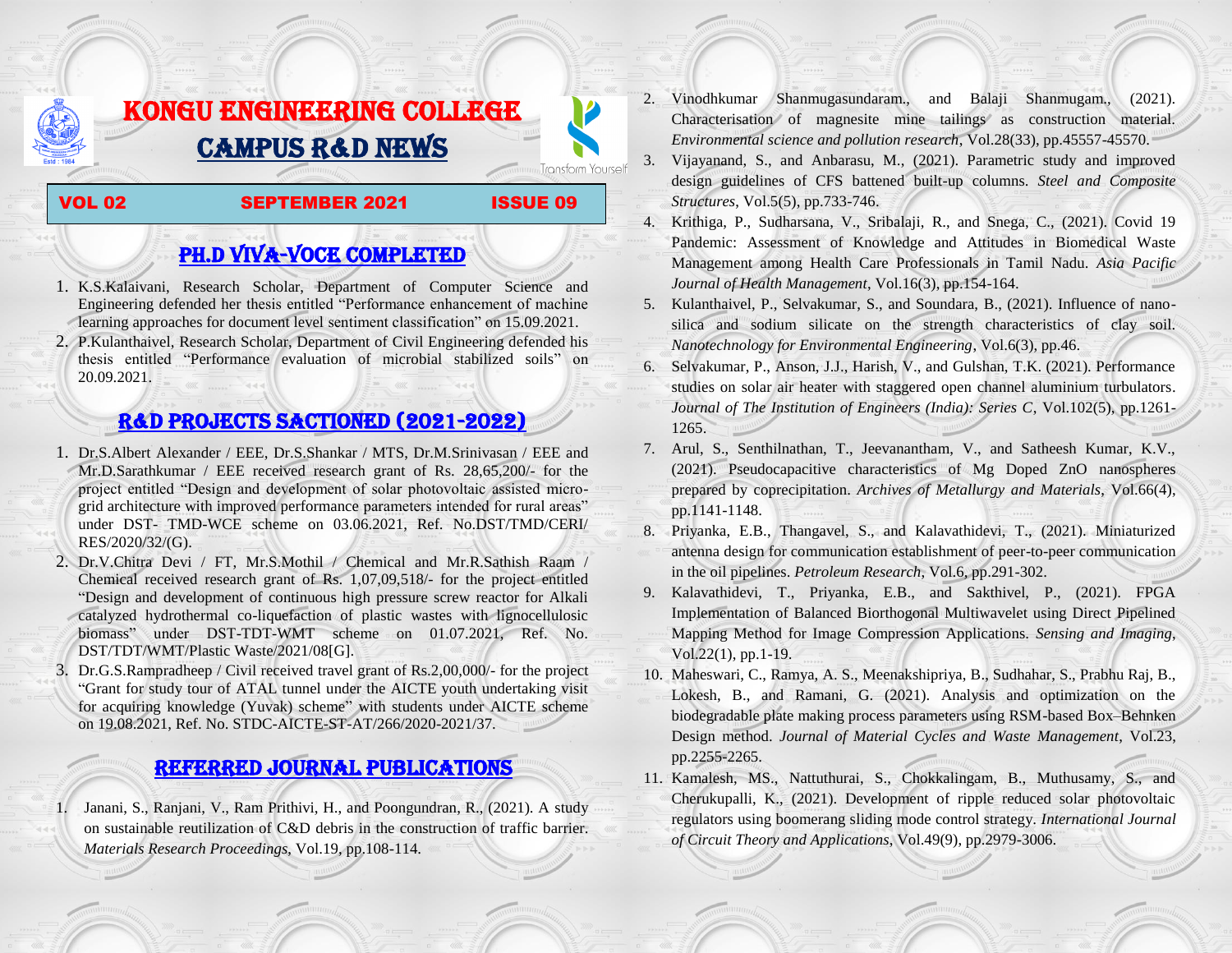# KONGU ENGINEERING COLLEGE

# CAMPUS R&D NEWS

Transform Yourself

**VOL 02 SEPTEMBER 2021 ISSUE 09**

## PH.D VIVA-VOCE COMPLETED

1. K.S.Kalaivani, Research Scholar, Department of Computer Science and Engineering defended her thesis entitled "Performance enhancement of machine learning approaches for document level sentiment classification" on 15.09.2021.
2. P.Kulanthaivel, Research Scholar, Department of Civil Engineering defended his thesis entitled "Performance evaluation of microbial stabilized soils" on 20.09.2021.

## R&D PROJECTS SACTIONED (2021-2022)

1. Dr.S.Albert Alexander / EEE, Dr.S.Shankar / MTS, Dr.M.Srinivasan / EEE and Mr.D.Sarathkumar / EEE received research grant of Rs. 28,65,200/- for the project entitled "Design and development of solar photovoltaic assisted micro-grid architecture with improved performance parameters intended for rural areas" under DST- TMD-WCE scheme on 03.06.2021, Ref. No.DST/TMD/CERI/ RES/2020/32/(G).
2. Dr.V.Chitra Devi / FT, Mr.S.Mothil / Chemical and Mr.R.Sathish Raam / Chemical received research grant of Rs. 1,07,09,518/- for the project entitled "Design and development of continuous high pressure screw reactor for Alkali catalyzed hydrothermal co-liquefaction of plastic wastes with lignocellulosic biomass" under DST-TDT-WMT scheme on 01.07.2021, Ref. No. DST/TDT/WMT/Plastic Waste/2021/08[G].
3. Dr.G.S.Rampradheep / Civil received travel grant of Rs.2,00,000/- for the project "Grant for study tour of ATAL tunnel under the AICTE youth undertaking visit for acquiring knowledge (Yuvak) scheme" with students under AICTE scheme on 19.08.2021, Ref. No. STDC-AICTE-ST-AT/266/2020-2021/37.

## REFERRED JOURNAL PUBLICATIONS

1. Janani, S., Ranjani, V., Ram Prithivi, H., and Poongundran, R., (2021). A study on sustainable reutilization of C&D debris in the construction of traffic barrier. *Materials Research Proceedings*, Vol.19, pp.108-114.
2. Vinodhkumar Shanmugasundaram., and Balaji Shanmugam., (2021). Characterisation of magnesite mine tailings as construction material. *Environmental science and pollution research*, Vol.28(33), pp.45557-45570.
3. Vijayanand, S., and Anbarasu, M., (2021). Parametric study and improved design guidelines of CFS battened built-up columns. *Steel and Composite Structures*, Vol.5(5), pp.733-746.
4. Krithiga, P., Sudharsana, V., Sribalaji, R., and Snega, C., (2021). Covid 19 Pandemic: Assessment of Knowledge and Attitudes in Biomedical Waste Management among Health Care Professionals in Tamil Nadu. *Asia Pacific Journal of Health Management*, Vol.16(3), pp.154-164.
5. Kulanthaivel, P., Selvakumar, S., and Soundara, B., (2021). Influence of nano-silica and sodium silicate on the strength characteristics of clay soil. *Nanotechnology for Environmental Engineering*, Vol.6(3), pp.46.
6. Selvakumar, P., Anson, J.J., Harish, V., and Gulshan, T.K. (2021). Performance studies on solar air heater with staggered open channel aluminium turbulators. *Journal of The Institution of Engineers (India): Series C*, Vol.102(5), pp.1261-1265.
7. Arul, S., Senthilnathan, T., Jeevanantham, V., and Satheesh Kumar, K.V., (2021). Pseudocapacitive characteristics of Mg Doped ZnO nanospheres prepared by coprecipitation. *Archives of Metallurgy and Materials*, Vol.66(4), pp.1141-1148.
8. Priyanka, E.B., Thangavel, S., and Kalavathidevi, T., (2021). Miniaturized antenna design for communication establishment of peer-to-peer communication in the oil pipelines. *Petroleum Research*, Vol.6, pp.291-302.
9. Kalavathidevi, T., Priyanka, E.B., and Sakthivel, P., (2021). FPGA Implementation of Balanced Biorthogonal Multiwavelet using Direct Pipelined Mapping Method for Image Compression Applications. *Sensing and Imaging*, Vol.22(1), pp.1-19.
10. Maheswari, C., Ramya, A. S., Meenakshipriya, B., Sudhahar, S., Prabhu Raj, B., Lokesh, B., and Ramani, G. (2021). Analysis and optimization on the biodegradable plate making process parameters using RSM-based Box–Behnken Design method. *Journal of Material Cycles and Waste Management*, Vol.23, pp.2255-2265.
11. Kamalesh, MS., Nattuthurai, S., Chokkalingam, B., Muthusamy, S., and Cherukupalli, K., (2021). Development of ripple reduced solar photovoltaic regulators using boomerang sliding mode control strategy. *International Journal of Circuit Theory and Applications*, Vol.49(9), pp.2979-3006.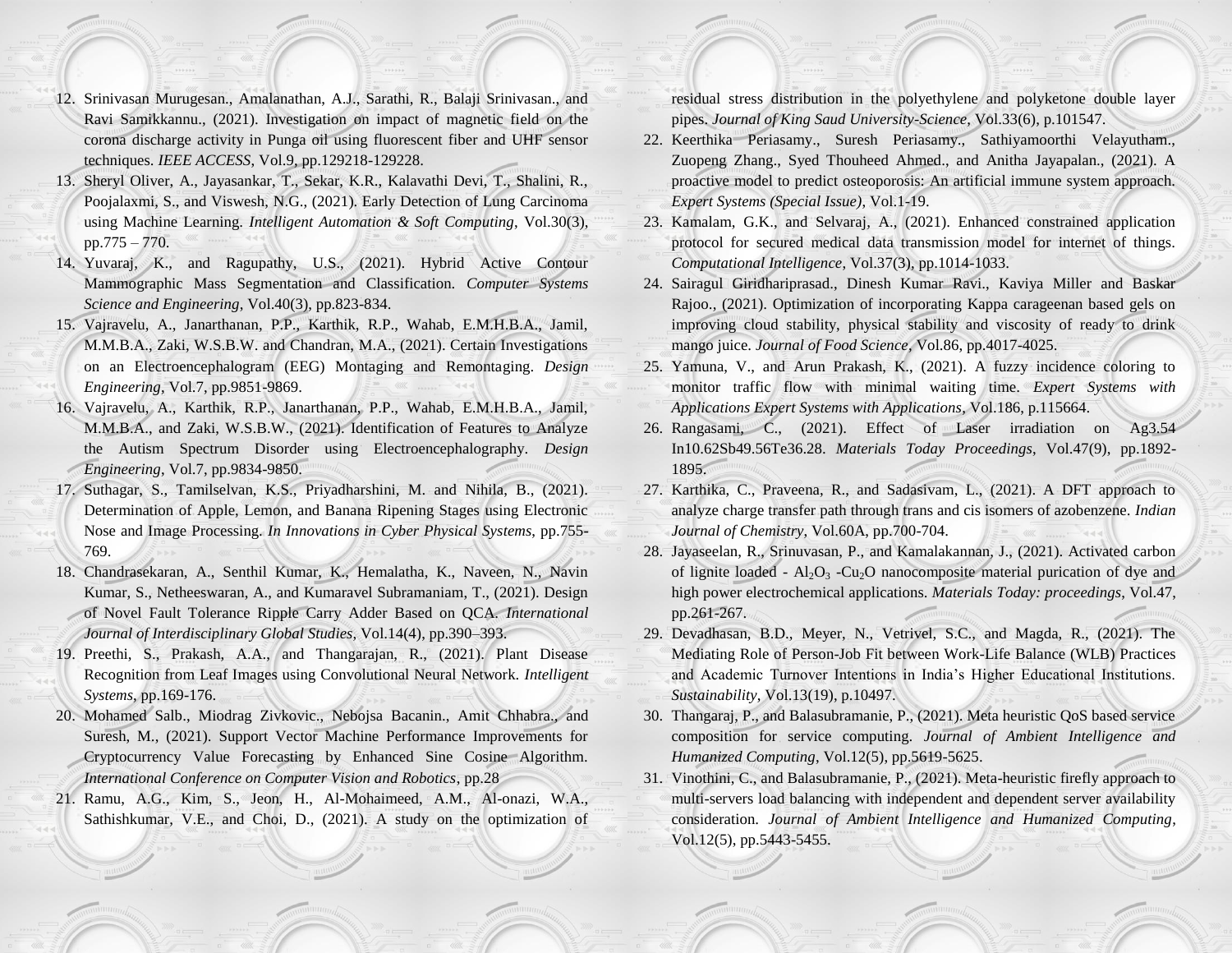12. Srinivasan Murugesan., Amalanathan, A.J., Sarathi, R., Balaji Srinivasan., and Ravi Samikkannu., (2021). Investigation on impact of magnetic field on the corona discharge activity in Punga oil using fluorescent fiber and UHF sensor techniques. *IEEE ACCESS*, Vol.9, pp.129218-129228.
13. Sheryl Oliver, A., Jayasankar, T., Sekar, K.R., Kalavathi Devi, T., Shalini, R., Poojalaxmi, S., and Viswesh, N.G., (2021). Early Detection of Lung Carcinoma using Machine Learning. *Intelligent Automation & Soft Computing*, Vol.30(3), pp.775 – 770.
14. Yuvaraj, K., and Ragupathy, U.S., (2021). Hybrid Active Contour Mammographic Mass Segmentation and Classification. *Computer Systems Science and Engineering*, Vol.40(3), pp.823-834.
15. Vajravelu, A., Janarthanan, P.P., Karthik, R.P., Wahab, E.M.H.B.A., Jamil, M.M.B.A., Zaki, W.S.B.W. and Chandran, M.A., (2021). Certain Investigations on an Electroencephalogram (EEG) Montaging and Remontaging. *Design Engineering*, Vol.7, pp.9851-9869.
16. Vajravelu, A., Karthik, R.P., Janarthanan, P.P., Wahab, E.M.H.B.A., Jamil, M.M.B.A., and Zaki, W.S.B.W., (2021). Identification of Features to Analyze the Autism Spectrum Disorder using Electroencephalography. *Design Engineering*, Vol.7, pp.9834-9850.
17. Suthagar, S., Tamilselvan, K.S., Priyadharshini, M. and Nihila, B., (2021). Determination of Apple, Lemon, and Banana Ripening Stages using Electronic Nose and Image Processing. *In Innovations in Cyber Physical Systems*, pp.755-769.
18. Chandrasekaran, A., Senthil Kumar, K., Hemalatha, K., Naveen, N., Navin Kumar, S., Netheeswaran, A., and Kumaravel Subramaniam, T., (2021). Design of Novel Fault Tolerance Ripple Carry Adder Based on QCA. *International Journal of Interdisciplinary Global Studies*, Vol.14(4), pp.390–393.
19. Preethi, S., Prakash, A.A., and Thangarajan, R., (2021). Plant Disease Recognition from Leaf Images using Convolutional Neural Network. *Intelligent Systems*, pp.169-176.
20. Mohamed Salb., Miodrag Zivkovic., Nebojsa Bacanin., Amit Chhabra., and Suresh, M., (2021). Support Vector Machine Performance Improvements for Cryptocurrency Value Forecasting by Enhanced Sine Cosine Algorithm. *International Conference on Computer Vision and Robotics*, pp.28
21. Ramu, A.G., Kim, S., Jeon, H., Al-Mohaimeed, A.M., Al-onazi, W.A., Sathishkumar, V.E., and Choi, D., (2021). A study on the optimization of residual stress distribution in the polyethylene and polyketone double layer pipes. *Journal of King Saud University-Science*, Vol.33(6), p.101547.
22. Keerthika Periasamy., Suresh Periasamy., Sathiyamoorthi Velayutham., Zuopeng Zhang., Syed Thouheed Ahmed., and Anitha Jayapalan., (2021). A proactive model to predict osteoporosis: An artificial immune system approach. *Expert Systems (Special Issue)*, Vol.1-19.
23. Kamalam, G.K., and Selvaraj, A., (2021). Enhanced constrained application protocol for secured medical data transmission model for internet of things. *Computational Intelligence*, Vol.37(3), pp.1014-1033.
24. Sairagul Giridhariprasad., Dinesh Kumar Ravi., Kaviya Miller and Baskar Rajoo., (2021). Optimization of incorporating Kappa carageenan based gels on improving cloud stability, physical stability and viscosity of ready to drink mango juice. *Journal of Food Science*, Vol.86, pp.4017-4025.
25. Yamuna, V., and Arun Prakash, K., (2021). A fuzzy incidence coloring to monitor traffic flow with minimal waiting time. *Expert Systems with Applications Expert Systems with Applications*, Vol.186, p.115664.
26. Rangasami, C., (2021). Effect of Laser irradiation on Ag3.54 In10.62Sb49.56Te36.28. *Materials Today Proceedings*, Vol.47(9), pp.1892-1895.
27. Karthika, C., Praveena, R., and Sadasivam, L., (2021). A DFT approach to analyze charge transfer path through trans and cis isomers of azobenzene. *Indian Journal of Chemistry*, Vol.60A, pp.700-704.
28. Jayaseelan, R., Srinuvasan, P., and Kamalakannan, J., (2021). Activated carbon of lignite loaded - $Al_2O_3$ -$Cu_2O$ nanocomposite material purication of dye and high power electrochemical applications. *Materials Today: proceedings*, Vol.47, pp.261-267.
29. Devadhasan, B.D., Meyer, N., Vetrivel, S.C., and Magda, R., (2021). The Mediating Role of Person-Job Fit between Work-Life Balance (WLB) Practices and Academic Turnover Intentions in India's Higher Educational Institutions. *Sustainability*, Vol.13(19), p.10497.
30. Thangaraj, P., and Balasubramanie, P., (2021). Meta heuristic QoS based service composition for service computing. *Journal of Ambient Intelligence and Humanized Computing*, Vol.12(5), pp.5619-5625.
31. Vinothini, C., and Balasubramanie, P., (2021). Meta-heuristic firefly approach to multi-servers load balancing with independent and dependent server availability consideration. *Journal of Ambient Intelligence and Humanized Computing*, Vol.12(5), pp.5443-5455.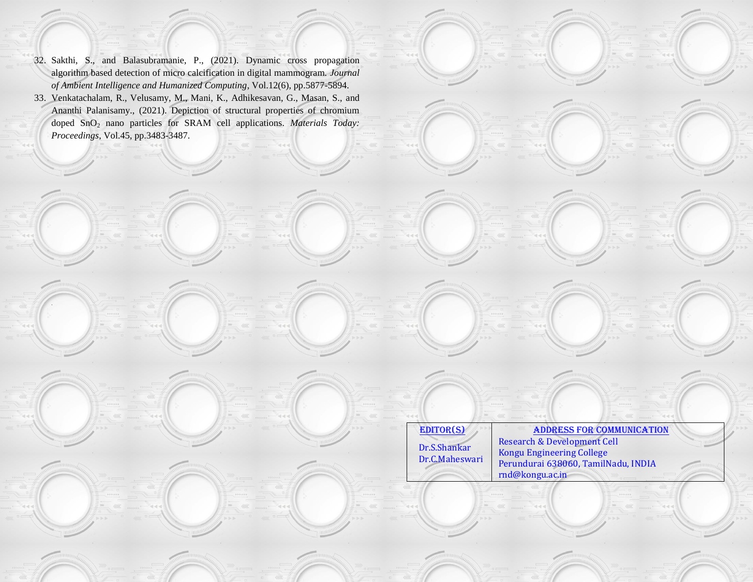32. Sakthi, S., and Balasubramanie, P., (2021). Dynamic cross propagation algorithm based detection of micro calcification in digital mammogram. *Journal of Ambient Intelligence and Humanized Computing*, Vol.12(6), pp.5877-5894.
33. Venkatachalam, R., Velusamy, M., Mani, K., Adhikesavan, G., Masan, S., and Ananthi Palanisamy., (2021). Depiction of structural properties of chromium doped $SnO_2$ nano particles for SRAM cell applications. *Materials Today: Proceedings*, Vol.45, pp.3483-3487.

| EDITOR(S) | ADDRESS FOR COMMUNICATION |
|---|---|
| Dr.S.Shankar<br>Dr.C.Maheswari | Research & Development Cell<br>Kongu Engineering College<br>Perundurai 638060, TamilNadu, INDIA<br>rnd@kongu.ac.in |